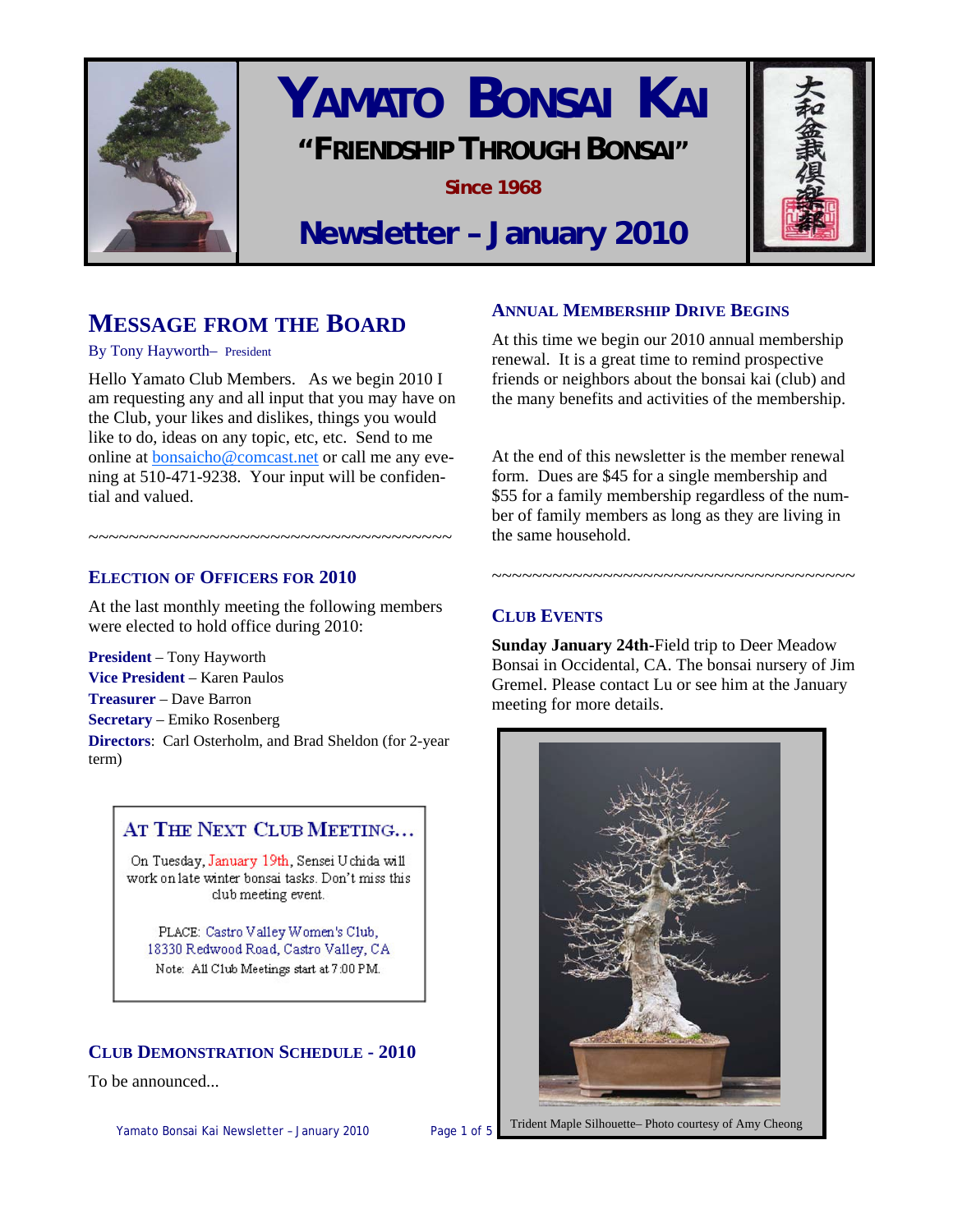# YAMATO BONSAI KAI

**"FRIENDSHIP THROUGH BONSAI"**

**Since 1968**

## Newsletter – January 2010

## MESSAGE FROM THE BOARD

By Tony Hayworth– President

Hello Yamato Club Members. As we begin 2010 I am requesting any and all input that you may have on the Club, your likes and dislikes, things you would like to do, ideas on any topic, etc, etc. Send to me online at bonsaicho@comcast.net or call me any evening at 510-471-9238. Your input will be confidential and valued.

~~~~~~~~~~~~~~~~~~~~~~~~~~~~~~~~~~~~~~

### ELECTION OF OFFICERS FOR 2010

At the last monthly meeting the following members were elected to hold office during 2010:

**President** – Tony Hayworth
**Vice President** – Karen Paulos
**Treasurer** – Dave Barron
**Secretary** – Emiko Rosenberg
**Directors**: Carl Osterholm, and Brad Sheldon (for 2-year term)

### AT THE NEXT CLUB MEETING...

On Tuesday, January 19th, Sensei Uchida will work on late winter bonsai tasks. Don't miss this club meeting event.

PLACE: Castro Valley Women's Club, 18330 Redwood Road, Castro Valley, CA
Note: All Club Meetings start at 7:00 PM.

### CLUB DEMONSTRATION SCHEDULE - 2010

To be announced...

### ANNUAL MEMBERSHIP DRIVE BEGINS

At this time we begin our 2010 annual membership renewal. It is a great time to remind prospective friends or neighbors about the bonsai kai (club) and the many benefits and activities of the membership.

At the end of this newsletter is the member renewal form. Dues are $45 for a single membership and $55 for a family membership regardless of the number of family members as long as they are living in the same household.

~~~~~~~~~~~~~~~~~~~~~~~~~~~~~~~~~~~~~~

### CLUB EVENTS

**Sunday January 24th**-Field trip to Deer Meadow Bonsai in Occidental, CA. The bonsai nursery of Jim Gremel. Please contact Lu or see him at the January meeting for more details.

Trident Maple Silhouette– Photo courtesy of Amy Cheong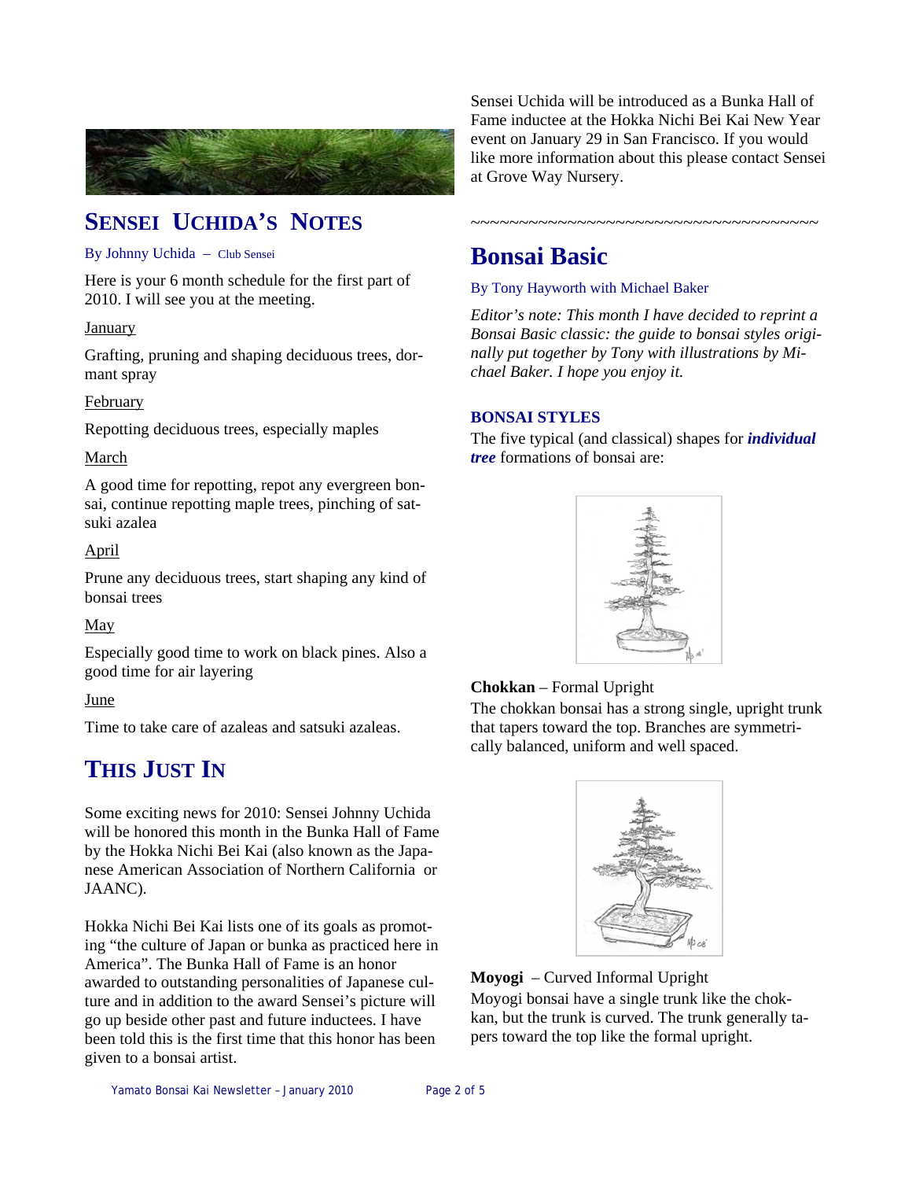## SENSEI UCHIDA'S NOTES

By Johnny Uchida – Club Sensei

Here is your 6 month schedule for the first part of 2010. I will see you at the meeting.

January

Grafting, pruning and shaping deciduous trees, dormant spray

February

Repotting deciduous trees, especially maples

March

A good time for repotting, repot any evergreen bonsai, continue repotting maple trees, pinching of satsuki azalea

April

Prune any deciduous trees, start shaping any kind of bonsai trees

May

Especially good time to work on black pines. Also a good time for air layering

June

Time to take care of azaleas and satsuki azaleas.

## THIS JUST IN

Some exciting news for 2010: Sensei Johnny Uchida will be honored this month in the Bunka Hall of Fame by the Hokka Nichi Bei Kai (also known as the Japanese American Association of Northern California or JAANC).

Hokka Nichi Bei Kai lists one of its goals as promoting "the culture of Japan or bunka as practiced here in America". The Bunka Hall of Fame is an honor awarded to outstanding personalities of Japanese culture and in addition to the award Sensei's picture will go up beside other past and future inductees. I have been told this is the first time that this honor has been given to a bonsai artist.

Sensei Uchida will be introduced as a Bunka Hall of Fame inductee at the Hokka Nichi Bei Kai New Year event on January 29 in San Francisco. If you would like more information about this please contact Sensei at Grove Way Nursery.

~~~~~~~~~~~~~~~~~~~~~~~~~~~~~~~~~~~~~~~~

## Bonsai Basic

By Tony Hayworth with Michael Baker

*Editor's note: This month I have decided to reprint a Bonsai Basic classic: the guide to bonsai styles originally put together by Tony with illustrations by Michael Baker. I hope you enjoy it.*

### BONSAI STYLES

The five typical (and classical) shapes for ***individual tree*** formations of bonsai are:

**Chokkan** – Formal Upright

The chokkan bonsai has a strong single, upright trunk that tapers toward the top. Branches are symmetrically balanced, uniform and well spaced.

**Moyogi** – Curved Informal Upright

Moyogi bonsai have a single trunk like the chokkan, but the trunk is curved. The trunk generally tapers toward the top like the formal upright.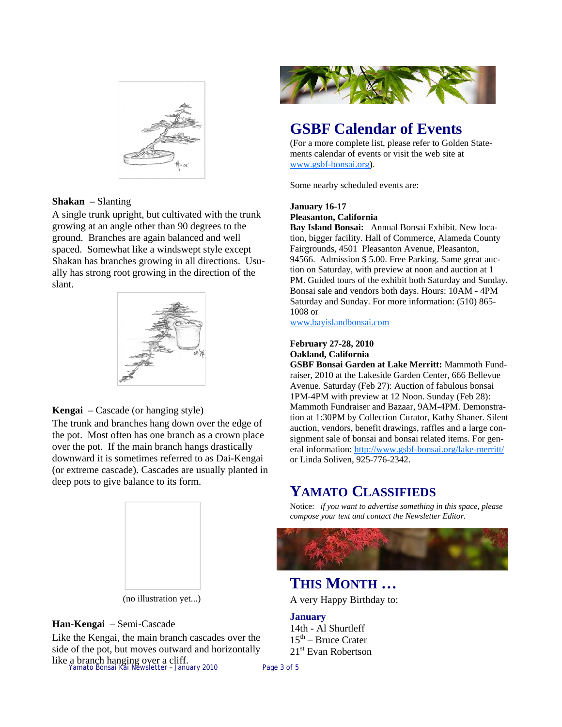**Shakan** – Slanting

A single trunk upright, but cultivated with the trunk growing at an angle other than 90 degrees to the ground. Branches are again balanced and well spaced. Somewhat like a windswept style except Shakan has branches growing in all directions. Usually has strong root growing in the direction of the slant.

**Kengai** – Cascade (or hanging style)

The trunk and branches hang down over the edge of the pot. Most often has one branch as a crown place over the pot. If the main branch hangs drastically downward it is sometimes referred to as Dai-Kengai (or extreme cascade). Cascades are usually planted in deep pots to give balance to its form.

(no illustration yet...)

**Han-Kengai** – Semi-Cascade

Like the Kengai, the main branch cascades over the side of the pot, but moves outward and horizontally like a branch hanging over a cliff.

# GSBF Calendar of Events

(For a more complete list, please refer to Golden Statements calendar of events or visit the web site at www.gsbf-bonsai.org).

Some nearby scheduled events are:

**January 16-17**
**Pleasanton, California**
**Bay Island Bonsai:** Annual Bonsai Exhibit. New location, bigger facility. Hall of Commerce, Alameda County Fairgrounds, 4501 Pleasanton Avenue, Pleasanton, 94566. Admission $ 5.00. Free Parking. Same great auction on Saturday, with preview at noon and auction at 1 PM. Guided tours of the exhibit both Saturday and Sunday. Bonsai sale and vendors both days. Hours: 10AM - 4PM Saturday and Sunday. For more information: (510) 865-1008 or
www.bayislandbonsai.com

**February 27-28, 2010**
**Oakland, California**
**GSBF Bonsai Garden at Lake Merritt:** Mammoth Fundraiser, 2010 at the Lakeside Garden Center, 666 Bellevue Avenue. Saturday (Feb 27): Auction of fabulous bonsai 1PM-4PM with preview at 12 Noon. Sunday (Feb 28): Mammoth Fundraiser and Bazaar, 9AM-4PM. Demonstration at 1:30PM by Collection Curator, Kathy Shaner. Silent auction, vendors, benefit drawings, raffles and a large consignment sale of bonsai and bonsai related items. For general information: http://www.gsbf-bonsai.org/lake-merritt/ or Linda Soliven, 925-776-2342.

# Yamato Classifieds

Notice: *if you want to advertise something in this space, please compose your text and contact the Newsletter Editor.*

# This Month …

A very Happy Birthday to:

**January**
14th - Al Shurtleff
15th – Bruce Crater
21st Evan Robertson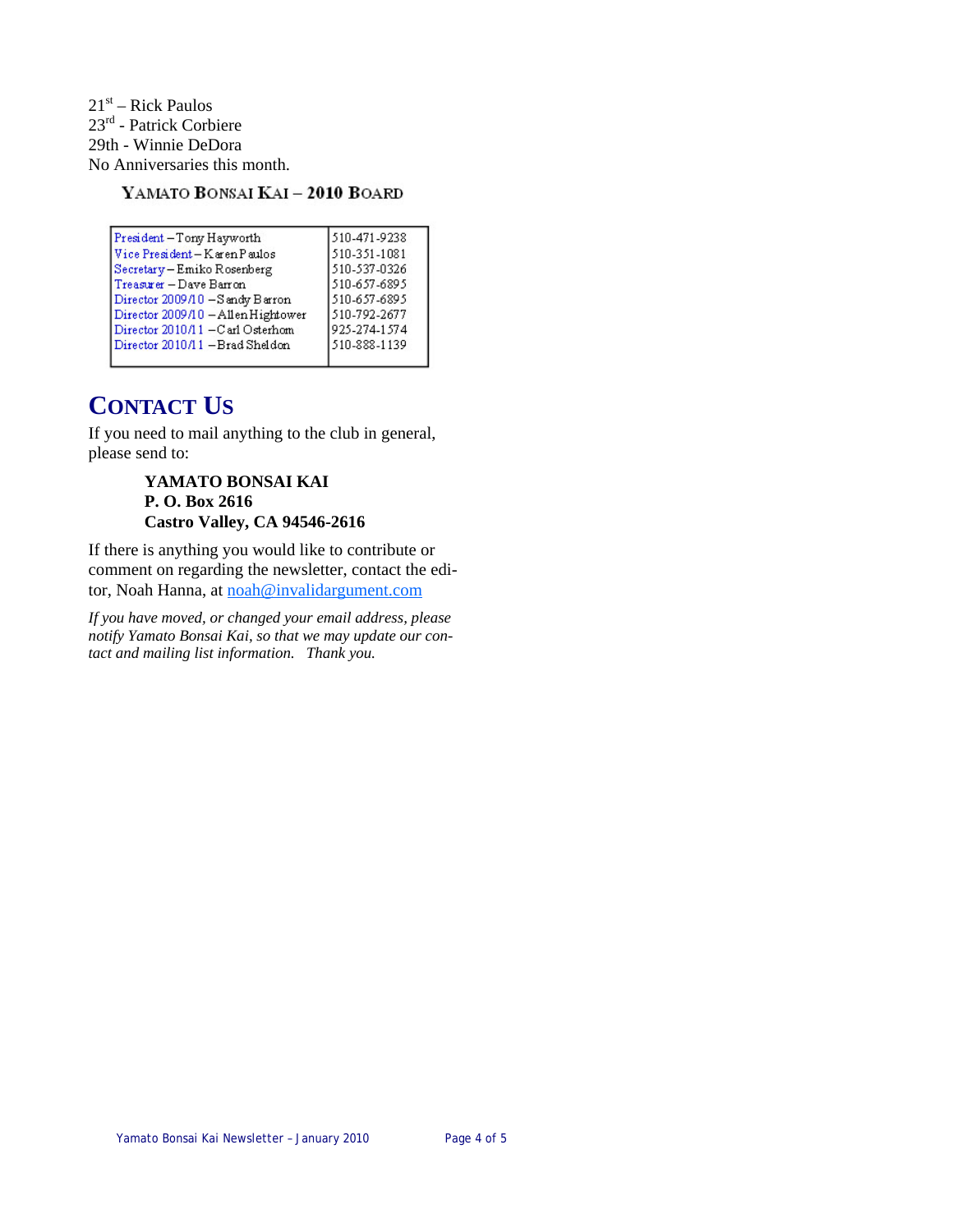21st – Rick Paulos
23rd - Patrick Corbiere
29th - Winnie DeDora
No Anniversaries this month.

### YAMATO BONSAI KAI – 2010 BOARD

| | |
|---|---|
| President – Tony Hayworth | 510-471-9238 |
| Vice President – Karen Paulos | 510-351-1081 |
| Secretary – Emiko Rosenberg | 510-537-0326 |
| Treasurer – Dave Barron | 510-657-6895 |
| Director 2009/10 – Sandy Barron | 510-657-6895 |
| Director 2009/10 – Allen Hightower | 510-792-2677 |
| Director 2010/11 – Carl Osterhom | 925-274-1574 |
| Director 2010/11 – Brad Sheldon | 510-888-1139 |

## CONTACT US

If you need to mail anything to the club in general, please send to:

**YAMATO BONSAI KAI**
**P. O. Box 2616**
**Castro Valley, CA 94546-2616**

If there is anything you would like to contribute or comment on regarding the newsletter, contact the editor, Noah Hanna, at noah@invalidargument.com

*If you have moved, or changed your email address, please notify Yamato Bonsai Kai, so that we may update our contact and mailing list information. Thank you.*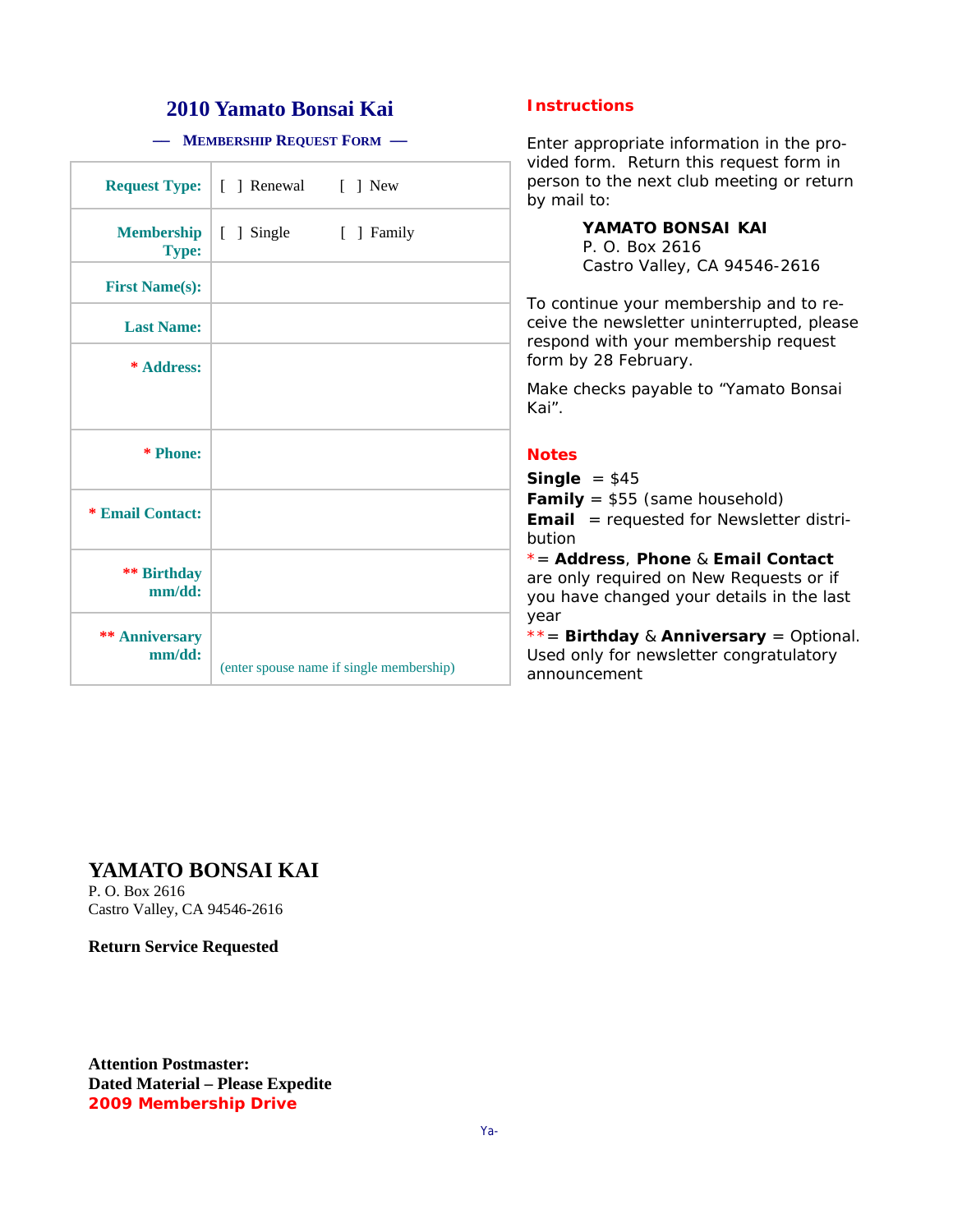# 2010 Yamato Bonsai Kai

## — MEMBERSHIP REQUEST FORM —

| | |
|---|---|
| **Request Type:** | [ ] Renewal [ ] New |
| **Membership Type:** | [ ] Single [ ] Family |
| **First Name(s):** | |
| **Last Name:** | |
| **\* Address:** | |
| **\* Phone:** | |
| **\* Email Contact:** | |
| **\*\* Birthday mm/dd:** | |
| **\*\* Anniversary mm/dd:** | (enter spouse name if single membership) |

## Instructions

Enter appropriate information in the provided form. Return this request form in person to the next club meeting or return by mail to:

> **YAMATO BONSAI KAI**
> P. O. Box 2616
> Castro Valley, CA 94546-2616

To continue your membership and to receive the newsletter uninterrupted, please respond with your membership request form by 28 February.

Make checks payable to "Yamato Bonsai Kai".

## Notes

**Single** = $45
**Family** = $55 (same household)
**Email** = requested for Newsletter distribution
\* = **Address**, **Phone** & **Email Contact** are only required on New Requests or if you have changed your details in the last year
\*\* = **Birthday** & **Anniversary** = Optional. Used only for newsletter congratulatory announcement

**YAMATO BONSAI KAI**
P. O. Box 2616
Castro Valley, CA 94546-2616

**Return Service Requested**

**Attention Postmaster:**
**Dated Material – Please Expedite**
**2009 Membership Drive**